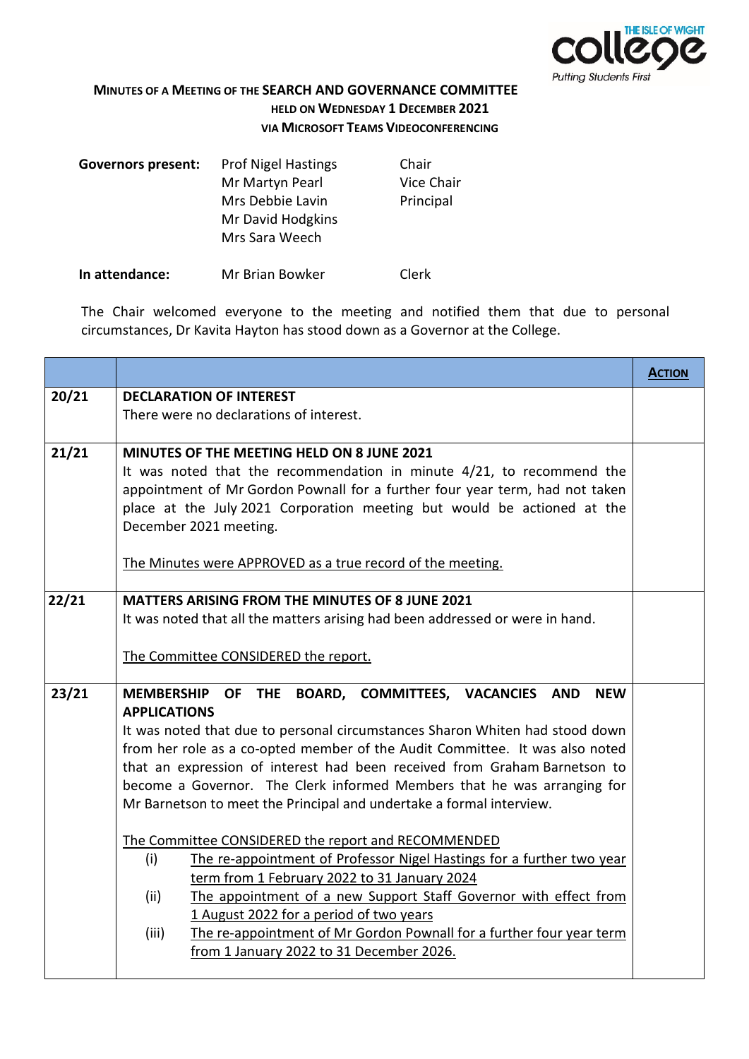**MINUTES OF A MEETING OF THE SEARCH AND GOVERNANCE COMMITTEE**
**HELD ON WEDNESDAY 1 DECEMBER 2021**
**VIA MICROSOFT TEAMS VIDEOCONFERENCING**

| | | |
|---|---|---|
| **Governors present:** | Prof Nigel Hastings | Chair |
| | Mr Martyn Pearl | Vice Chair |
| | Mrs Debbie Lavin | Principal |
| | Mr David Hodgkins | |
| | Mrs Sara Weech | |
| **In attendance:** | Mr Brian Bowker | Clerk |

The Chair welcomed everyone to the meeting and notified them that due to personal circumstances, Dr Kavita Hayton has stood down as a Governor at the College.

| | | **ACTION** |
|---|---|---|
| 20/21 | **DECLARATION OF INTEREST**<br>There were no declarations of interest. | |
| 21/21 | **MINUTES OF THE MEETING HELD ON 8 JUNE 2021**<br>It was noted that the recommendation in minute 4/21, to recommend the appointment of Mr Gordon Pownall for a further four year term, had not taken place at the July 2021 Corporation meeting but would be actioned at the December 2021 meeting.<br><br><u>The Minutes were APPROVED as a true record of the meeting.</u> | |
| 22/21 | **MATTERS ARISING FROM THE MINUTES OF 8 JUNE 2021**<br>It was noted that all the matters arising had been addressed or were in hand.<br><br><u>The Committee CONSIDERED the report.</u> | |
| 23/21 | **MEMBERSHIP OF THE BOARD, COMMITTEES, VACANCIES AND NEW APPLICATIONS**<br>It was noted that due to personal circumstances Sharon Whiten had stood down from her role as a co-opted member of the Audit Committee. It was also noted that an expression of interest had been received from Graham Barnetson to become a Governor. The Clerk informed Members that he was arranging for Mr Barnetson to meet the Principal and undertake a formal interview.<br><br><u>The Committee CONSIDERED the report and RECOMMENDED</u><br>(i) <u>The re-appointment of Professor Nigel Hastings for a further two year term from 1 February 2022 to 31 January 2024</u><br>(ii) <u>The appointment of a new Support Staff Governor with effect from 1 August 2022 for a period of two years</u><br>(iii) <u>The re-appointment of Mr Gordon Pownall for a further four year term from 1 January 2022 to 31 December 2026.</u> | |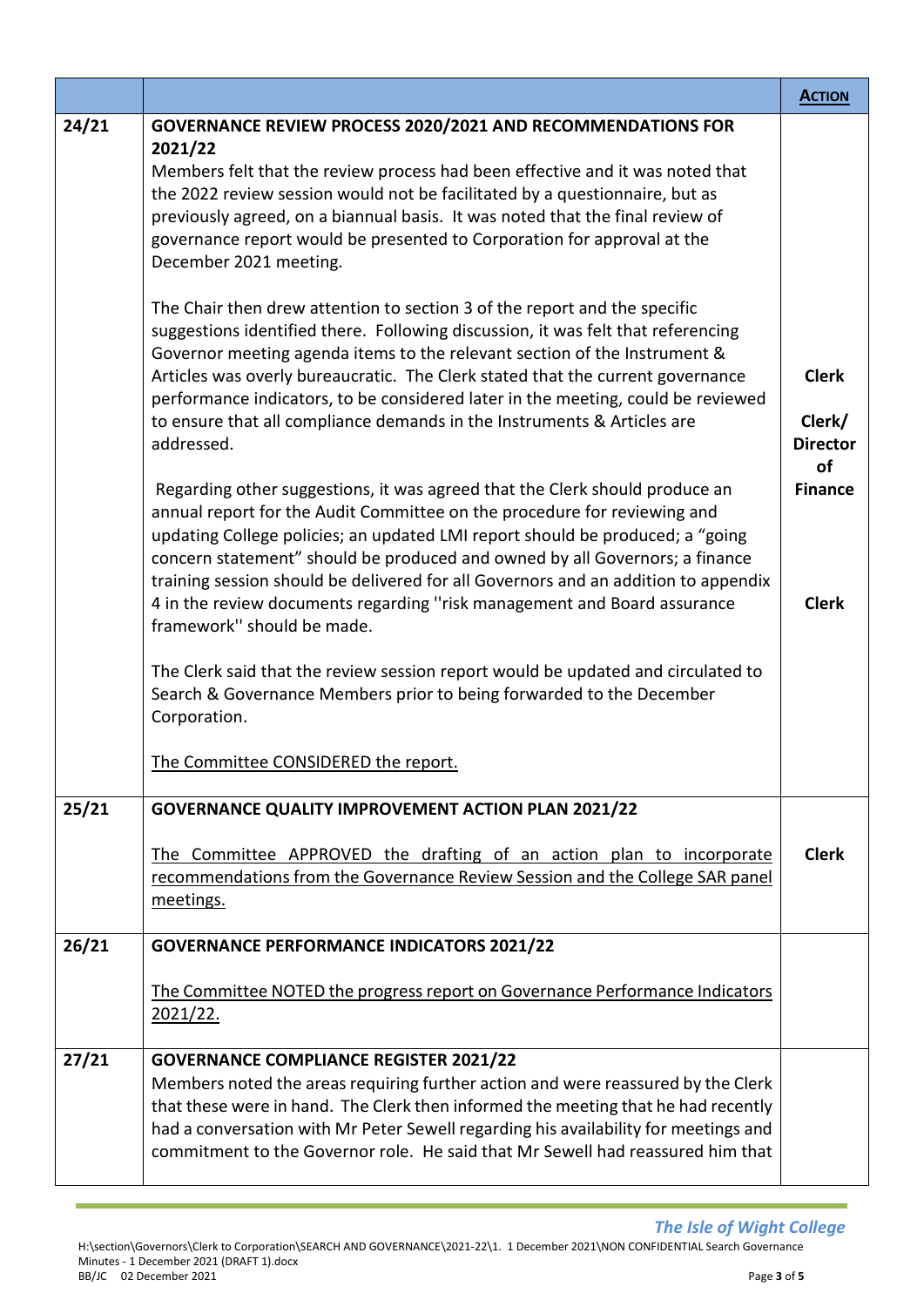| | | **ACTION** |
|---|---|---|
| 24/21 | **GOVERNANCE REVIEW PROCESS 2020/2021 AND RECOMMENDATIONS FOR 2021/22**<br>Members felt that the review process had been effective and it was noted that the 2022 review session would not be facilitated by a questionnaire, but as previously agreed, on a biannual basis. It was noted that the final review of governance report would be presented to Corporation for approval at the December 2021 meeting.<br><br>The Chair then drew attention to section 3 of the report and the specific suggestions identified there. Following discussion, it was felt that referencing Governor meeting agenda items to the relevant section of the Instrument & Articles was overly bureaucratic. The Clerk stated that the current governance performance indicators, to be considered later in the meeting, could be reviewed to ensure that all compliance demands in the Instruments & Articles are addressed.<br><br>Regarding other suggestions, it was agreed that the Clerk should produce an annual report for the Audit Committee on the procedure for reviewing and updating College policies; an updated LMI report should be produced; a "going concern statement" should be produced and owned by all Governors; a finance training session should be delivered for all Governors and an addition to appendix 4 in the review documents regarding "risk management and Board assurance framework" should be made.<br><br>The Clerk said that the review session report would be updated and circulated to Search & Governance Members prior to being forwarded to the December Corporation.<br><br>The Committee CONSIDERED the report. | **Clerk**<br><br>**Clerk/ Director of Finance**<br><br>**Clerk** |
| 25/21 | **GOVERNANCE QUALITY IMPROVEMENT ACTION PLAN 2021/22**<br><br>The Committee APPROVED the drafting of an action plan to incorporate recommendations from the Governance Review Session and the College SAR panel meetings. | **Clerk** |
| 26/21 | **GOVERNANCE PERFORMANCE INDICATORS 2021/22**<br><br>The Committee NOTED the progress report on Governance Performance Indicators 2021/22. | |
| 27/21 | **GOVERNANCE COMPLIANCE REGISTER 2021/22**<br>Members noted the areas requiring further action and were reassured by the Clerk that these were in hand. The Clerk then informed the meeting that he had recently had a conversation with Mr Peter Sewell regarding his availability for meetings and commitment to the Governor role. He said that Mr Sewell had reassured him that | |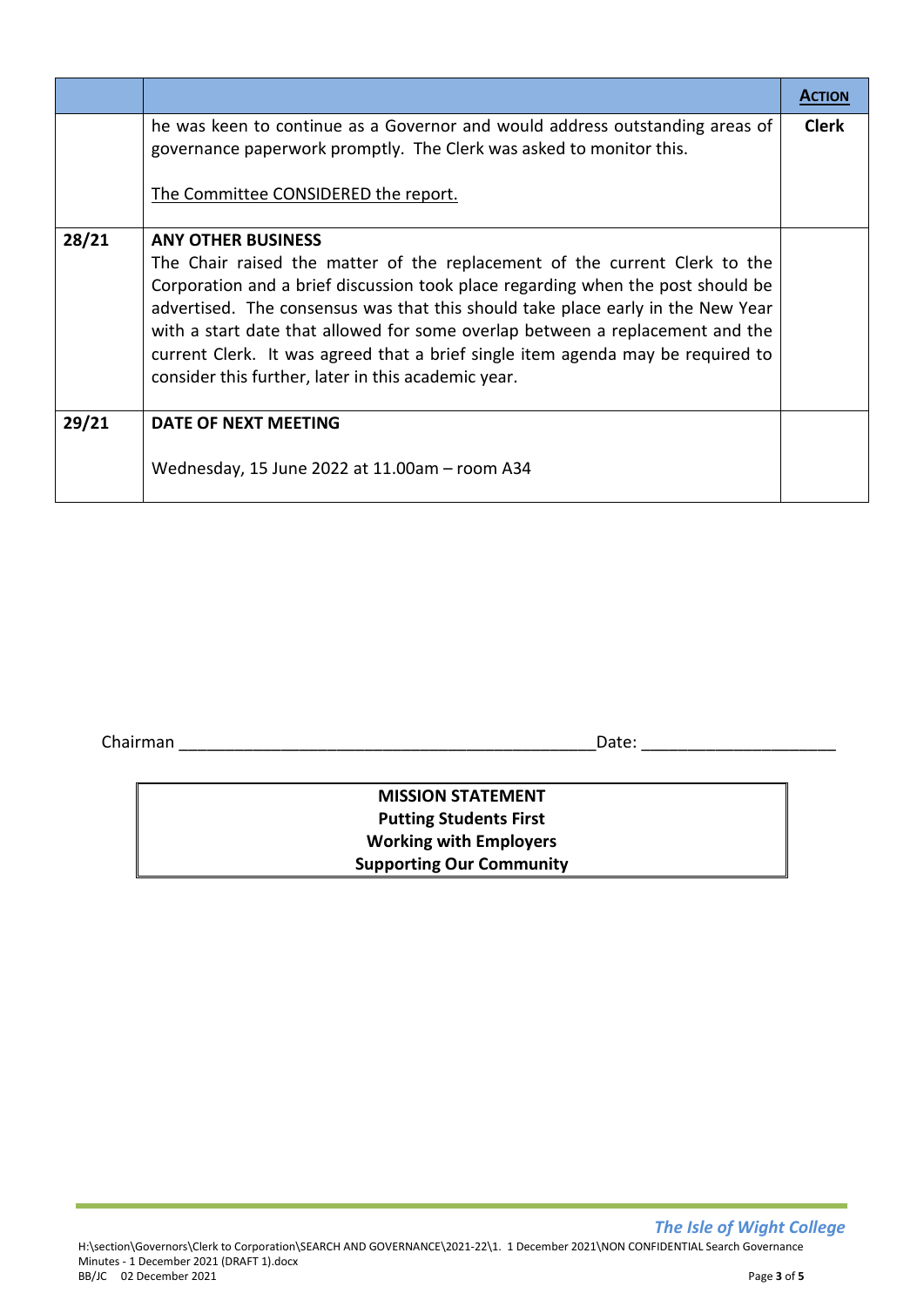| | | **ACTION** |
|---|---|---|
| | he was keen to continue as a Governor and would address outstanding areas of governance paperwork promptly. The Clerk was asked to monitor this.<br><br>The Committee CONSIDERED the report. | **Clerk** |
| **28/21** | **ANY OTHER BUSINESS**<br>The Chair raised the matter of the replacement of the current Clerk to the Corporation and a brief discussion took place regarding when the post should be advertised. The consensus was that this should take place early in the New Year with a start date that allowed for some overlap between a replacement and the current Clerk. It was agreed that a brief single item agenda may be required to consider this further, later in this academic year. | |
| **29/21** | **DATE OF NEXT MEETING**<br><br>Wednesday, 15 June 2022 at 11.00am – room A34 | |

Chairman ______________________________________________ Date: ____________________

**MISSION STATEMENT**
**Putting Students First**
**Working with Employers**
**Supporting Our Community**